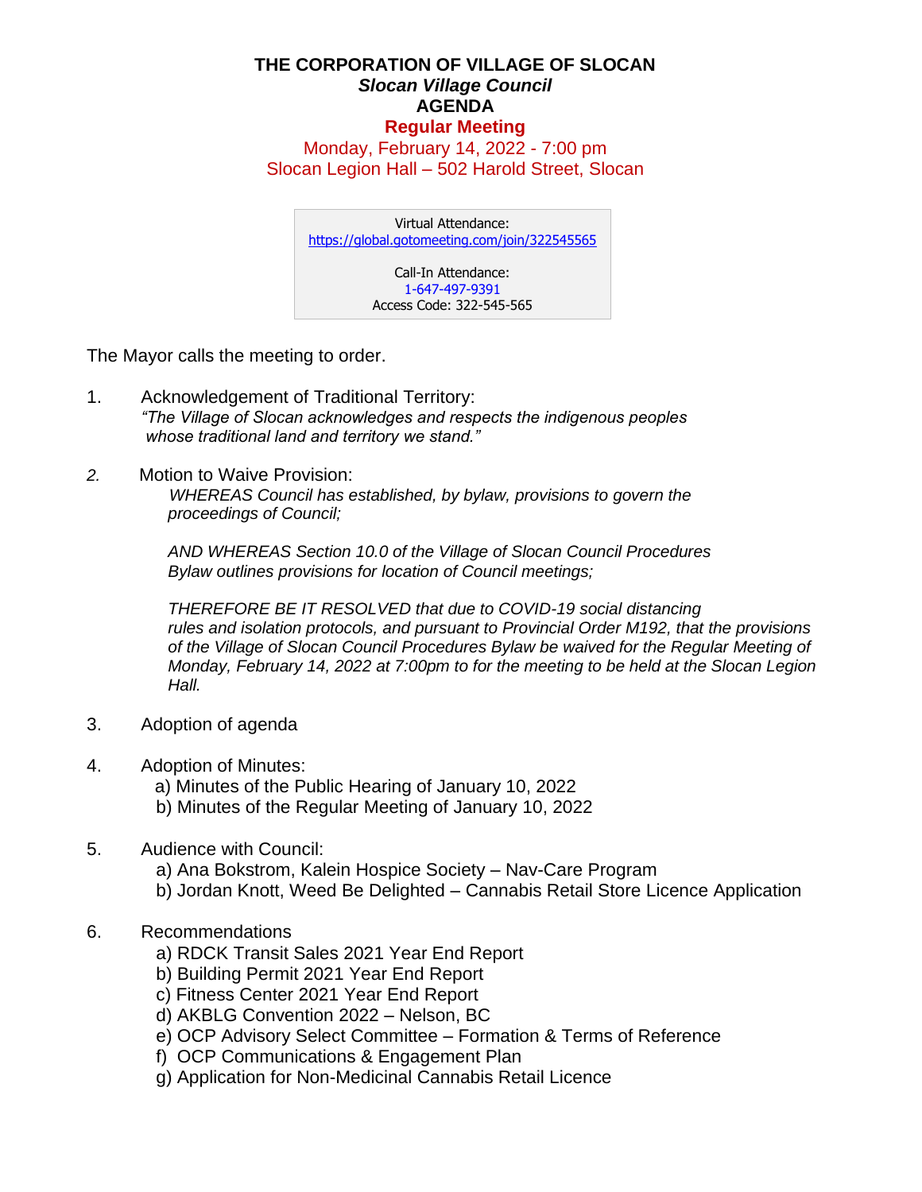# THE CORPORATION OF VILLAGE OF SLOCAN

***Slocan Village Council***

**AGENDA**

**Regular Meeting**

Monday, February 14, 2022 - 7:00 pm

Slocan Legion Hall – 502 Harold Street, Slocan

> Virtual Attendance:
> https://global.gotomeeting.com/join/322545565
>
> Call-In Attendance:
> 1-647-497-9391
> Access Code: 322-545-565

The Mayor calls the meeting to order.

1. Acknowledgement of Traditional Territory:
   *"The Village of Slocan acknowledges and respects the indigenous peoples whose traditional land and territory we stand."*

2. Motion to Waive Provision:
   *WHEREAS Council has established, by bylaw, provisions to govern the proceedings of Council;*

   *AND WHEREAS Section 10.0 of the Village of Slocan Council Procedures Bylaw outlines provisions for location of Council meetings;*

   *THEREFORE BE IT RESOLVED that due to COVID-19 social distancing rules and isolation protocols, and pursuant to Provincial Order M192, that the provisions of the Village of Slocan Council Procedures Bylaw be waived for the Regular Meeting of Monday, February 14, 2022 at 7:00pm to for the meeting to be held at the Slocan Legion Hall.*

3. Adoption of agenda

4. Adoption of Minutes:
   a) Minutes of the Public Hearing of January 10, 2022
   b) Minutes of the Regular Meeting of January 10, 2022

5. Audience with Council:
   a) Ana Bokstrom, Kalein Hospice Society – Nav-Care Program
   b) Jordan Knott, Weed Be Delighted – Cannabis Retail Store Licence Application

6. Recommendations
   a) RDCK Transit Sales 2021 Year End Report
   b) Building Permit 2021 Year End Report
   c) Fitness Center 2021 Year End Report
   d) AKBLG Convention 2022 – Nelson, BC
   e) OCP Advisory Select Committee – Formation & Terms of Reference
   f) OCP Communications & Engagement Plan
   g) Application for Non-Medicinal Cannabis Retail Licence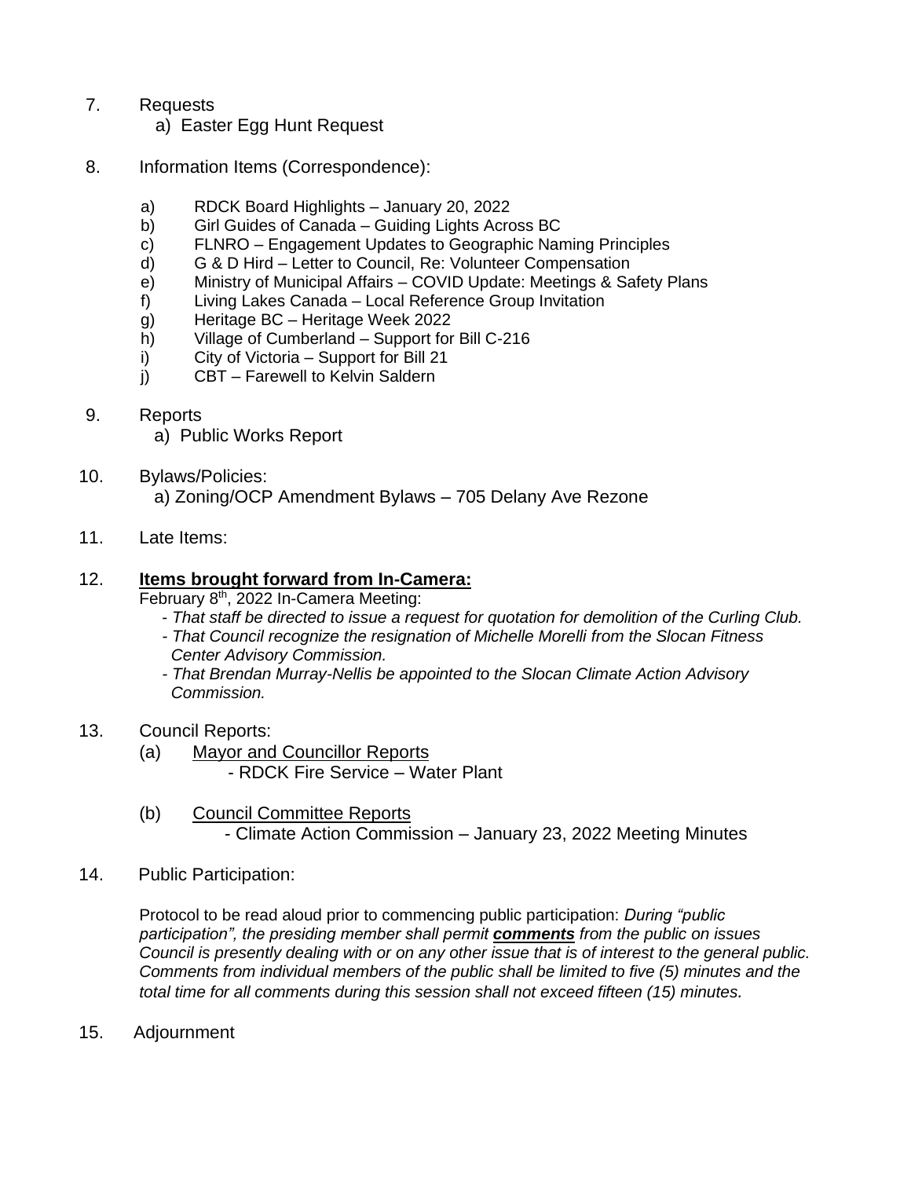7. Requests
   a) Easter Egg Hunt Request

8. Information Items (Correspondence):

   a) RDCK Board Highlights – January 20, 2022
   b) Girl Guides of Canada – Guiding Lights Across BC
   c) FLNRO – Engagement Updates to Geographic Naming Principles
   d) G & D Hird – Letter to Council, Re: Volunteer Compensation
   e) Ministry of Municipal Affairs – COVID Update: Meetings & Safety Plans
   f) Living Lakes Canada – Local Reference Group Invitation
   g) Heritage BC – Heritage Week 2022
   h) Village of Cumberland – Support for Bill C-216
   i) City of Victoria – Support for Bill 21
   j) CBT – Farewell to Kelvin Saldern

9. Reports
   a) Public Works Report

10. Bylaws/Policies:
    a) Zoning/OCP Amendment Bylaws – 705 Delany Ave Rezone

11. Late Items:

12. **<u>Items brought forward from In-Camera:</u>**
    February 8th, 2022 In-Camera Meeting:
    - *That staff be directed to issue a request for quotation for demolition of the Curling Club.*
    - *That Council recognize the resignation of Michelle Morelli from the Slocan Fitness Center Advisory Commission.*
    - *That Brendan Murray-Nellis be appointed to the Slocan Climate Action Advisory Commission.*

13. Council Reports:
    (a) <u>Mayor and Councillor Reports</u>
        - RDCK Fire Service – Water Plant

    (b) <u>Council Committee Reports</u>
        - Climate Action Commission – January 23, 2022 Meeting Minutes

14. Public Participation:

    Protocol to be read aloud prior to commencing public participation: *During "public participation", the presiding member shall permit **<u>comments</u>** from the public on issues Council is presently dealing with or on any other issue that is of interest to the general public. Comments from individual members of the public shall be limited to five (5) minutes and the total time for all comments during this session shall not exceed fifteen (15) minutes.*

15. Adjournment